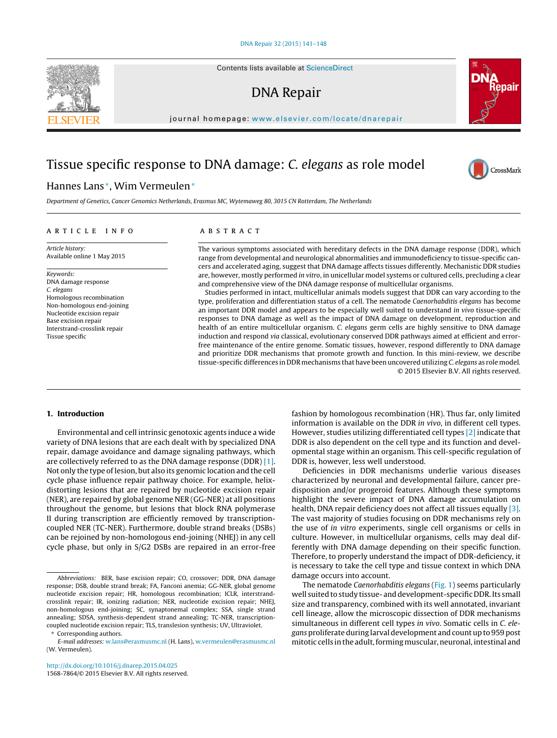# Tissue specific response to DNA damage: *C. elegans* as role model

Hannes Lans*, Wim Vermeulen*

*Department of Genetics, Cancer Genomics Netherlands, Erasmus MC, Wytemaweg 80, 3015 CN Rotterdam, The Netherlands*

**ARTICLE INFO**

*Article history:*
Available online 1 May 2015

*Keywords:*
DNA damage response
*C. elegans*
Homologous recombination
Non-homologous end-joining
Nucleotide excision repair
Base excision repair
Interstrand-crosslink repair
Tissue specific

**ABSTRACT**

The various symptoms associated with hereditary defects in the DNA damage response (DDR), which range from developmental and neurological abnormalities and immunodeficiency to tissue-specific cancers and accelerated aging, suggest that DNA damage affects tissues differently. Mechanistic DDR studies are, however, mostly performed *in vitro*, in unicellular model systems or cultured cells, precluding a clear and comprehensive view of the DNA damage response of multicellular organisms.

Studies performed in intact, multicellular animals models suggest that DDR can vary according to the type, proliferation and differentiation status of a cell. The nematode *Caenorhabditis elegans* has become an important DDR model and appears to be especially well suited to understand *in vivo* tissue-specific responses to DNA damage as well as the impact of DNA damage on development, reproduction and health of an entire multicellular organism. *C. elegans* germ cells are highly sensitive to DNA damage induction and respond *via* classical, evolutionary conserved DDR pathways aimed at efficient and error-free maintenance of the entire genome. Somatic tissues, however, respond differently to DNA damage and prioritize DDR mechanisms that promote growth and function. In this mini-review, we describe tissue-specific differences in DDR mechanisms that have been uncovered utilizing *C. elegans* as role model.

© 2015 Elsevier B.V. All rights reserved.

## 1. Introduction

Environmental and cell intrinsic genotoxic agents induce a wide variety of DNA lesions that are each dealt with by specialized DNA repair, damage avoidance and damage signaling pathways, which are collectively referred to as the DNA damage response (DDR) [1]. Not only the type of lesion, but also its genomic location and the cell cycle phase influence repair pathway choice. For example, helix-distorting lesions that are repaired by nucleotide excision repair (NER), are repaired by global genome NER (GG-NER) at all positions throughout the genome, but lesions that block RNA polymerase II during transcription are efficiently removed by transcription-coupled NER (TC-NER). Furthermore, double strand breaks (DSBs) can be rejoined by non-homologous end-joining (NHEJ) in any cell cycle phase, but only in S/G2 DSBs are repaired in an error-free fashion by homologous recombination (HR). Thus far, only limited information is available on the DDR *in vivo*, in different cell types. However, studies utilizing differentiated cell types [2] indicate that DDR is also dependent on the cell type and its function and developmental stage within an organism. This cell-specific regulation of DDR is, however, less well understood.

Deficiencies in DDR mechanisms underlie various diseases characterized by neuronal and developmental failure, cancer predisposition and/or progeroid features. Although these symptoms highlight the severe impact of DNA damage accumulation on health, DNA repair deficiency does not affect all tissues equally [3]. The vast majority of studies focusing on DDR mechanisms rely on the use of *in vitro* experiments, single cell organisms or cells in culture. However, in multicellular organisms, cells may deal differently with DNA damage depending on their specific function. Therefore, to properly understand the impact of DDR-deficiency, it is necessary to take the cell type and tissue context in which DNA damage occurs into account.

The nematode *Caenorhabditis elegans* (Fig. 1) seems particularly well suited to study tissue- and development-specific DDR. Its small size and transparency, combined with its well annotated, invariant cell lineage, allow the microscopic dissection of DDR mechanisms simultaneous in different cell types *in vivo*. Somatic cells in *C. elegans* proliferate during larval development and count up to 959 post mitotic cells in the adult, forming muscular, neuronal, intestinal and

*Abbreviations:* BER, base excision repair; CO, crossover; DDR, DNA damage response; DSB, double strand break; FA, Fanconi anemia; GG-NER, global genome nucleotide excision repair; HR, homologous recombination; ICLR, interstrand-crosslink repair; IR, ionizing radiation; NER, nucleotide excision repair; NHEJ, non-homologous end-joining; SC, synaptonemal complex; SSA, single strand annealing; SDSA, synthesis-dependent strand annealing; TC-NER, transcription-coupled nucleotide excision repair; TLS, translesion synthesis; UV, Ultraviolet.

\* Corresponding authors.
*E-mail addresses:* w.lans@erasmusmc.nl (H. Lans), w.vermeulen@erasmusmc.nl (W. Vermeulen).

http://dx.doi.org/10.1016/j.dnarep.2015.04.025
1568-7864/© 2015 Elsevier B.V. All rights reserved.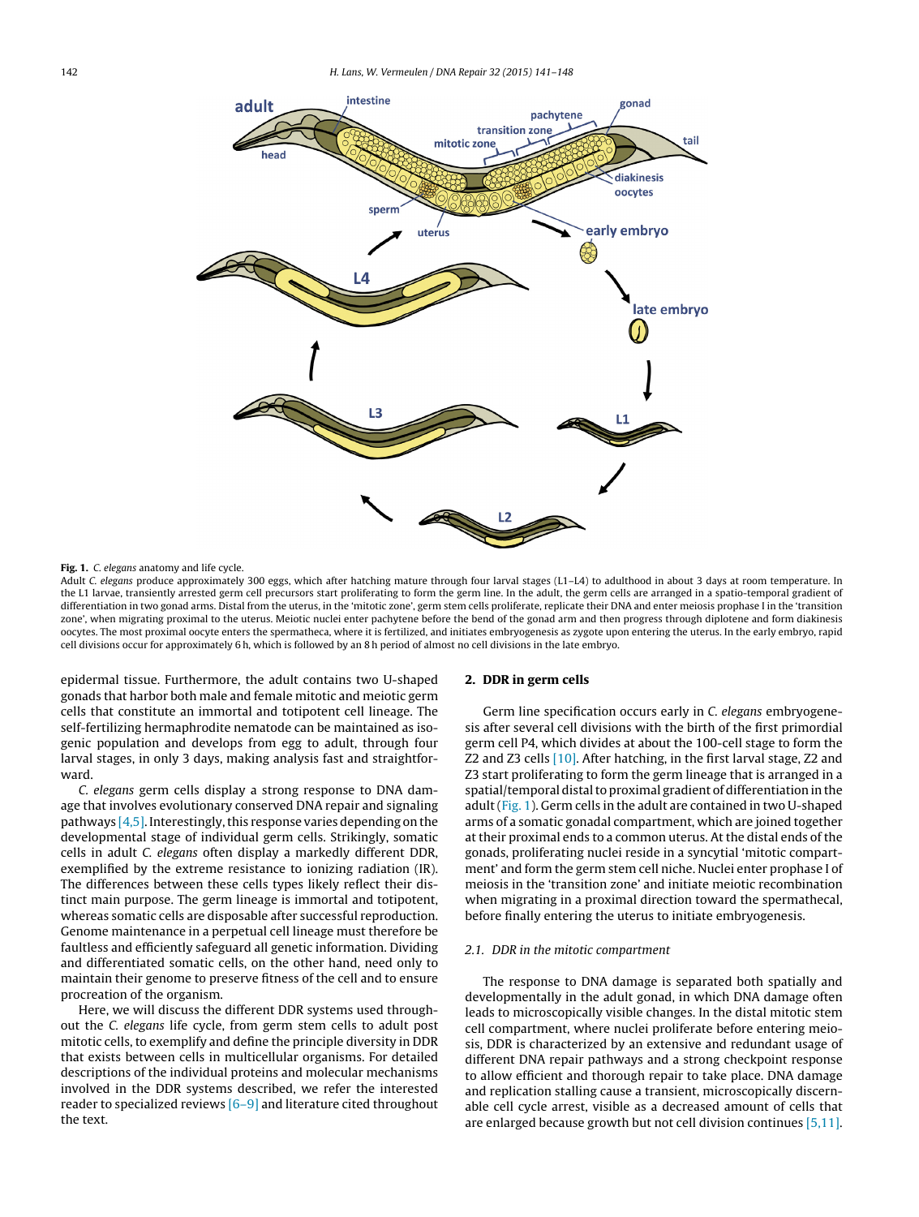**Fig. 1.** *C. elegans* anatomy and life cycle.

Adult *C. elegans* produce approximately 300 eggs, which after hatching mature through four larval stages (L1–L4) to adulthood in about 3 days at room temperature. In the L1 larvae, transiently arrested germ cell precursors start proliferating to form the germ line. In the adult, the germ cells are arranged in a spatio-temporal gradient of differentiation in two gonad arms. Distal from the uterus, in the 'mitotic zone', germ stem cells proliferate, replicate their DNA and enter meiosis prophase I in the 'transition zone', when migrating proximal to the uterus. Meiotic nuclei enter pachytene before the bend of the gonad arm and then progress through diplotene and form diakinesis oocytes. The most proximal oocyte enters the spermatheca, where it is fertilized, and initiates embryogenesis as zygote upon entering the uterus. In the early embryo, rapid cell divisions occur for approximately 6 h, which is followed by an 8 h period of almost no cell divisions in the late embryo.

epidermal tissue. Furthermore, the adult contains two U-shaped gonads that harbor both male and female mitotic and meiotic germ cells that constitute an immortal and totipotent cell lineage. The self-fertilizing hermaphrodite nematode can be maintained as isogenic population and develops from egg to adult, through four larval stages, in only 3 days, making analysis fast and straightforward.

*C. elegans* germ cells display a strong response to DNA damage that involves evolutionary conserved DNA repair and signaling pathways [4,5]. Interestingly, this response varies depending on the developmental stage of individual germ cells. Strikingly, somatic cells in adult *C. elegans* often display a markedly different DDR, exemplified by the extreme resistance to ionizing radiation (IR). The differences between these cells types likely reflect their distinct main purpose. The germ lineage is immortal and totipotent, whereas somatic cells are disposable after successful reproduction. Genome maintenance in a perpetual cell lineage must therefore be faultless and efficiently safeguard all genetic information. Dividing and differentiated somatic cells, on the other hand, need only to maintain their genome to preserve fitness of the cell and to ensure procreation of the organism.

Here, we will discuss the different DDR systems used throughout the *C. elegans* life cycle, from germ stem cells to adult post mitotic cells, to exemplify and define the principle diversity in DDR that exists between cells in multicellular organisms. For detailed descriptions of the individual proteins and molecular mechanisms involved in the DDR systems described, we refer the interested reader to specialized reviews [6–9] and literature cited throughout the text.

## 2. DDR in germ cells

Germ line specification occurs early in *C. elegans* embryogenesis after several cell divisions with the birth of the first primordial germ cell P4, which divides at about the 100-cell stage to form the Z2 and Z3 cells [10]. After hatching, in the first larval stage, Z2 and Z3 start proliferating to form the germ lineage that is arranged in a spatial/temporal distal to proximal gradient of differentiation in the adult (Fig. 1). Germ cells in the adult are contained in two U-shaped arms of a somatic gonadal compartment, which are joined together at their proximal ends to a common uterus. At the distal ends of the gonads, proliferating nuclei reside in a syncytial 'mitotic compartment' and form the germ stem cell niche. Nuclei enter prophase I of meiosis in the 'transition zone' and initiate meiotic recombination when migrating in a proximal direction toward the spermathecal, before finally entering the uterus to initiate embryogenesis.

### 2.1. DDR in the mitotic compartment

The response to DNA damage is separated both spatially and developmentally in the adult gonad, in which DNA damage often leads to microscopically visible changes. In the distal mitotic stem cell compartment, where nuclei proliferate before entering meiosis, DDR is characterized by an extensive and redundant usage of different DNA repair pathways and a strong checkpoint response to allow efficient and thorough repair to take place. DNA damage and replication stalling cause a transient, microscopically discernable cell cycle arrest, visible as a decreased amount of cells that are enlarged because growth but not cell division continues [5,11].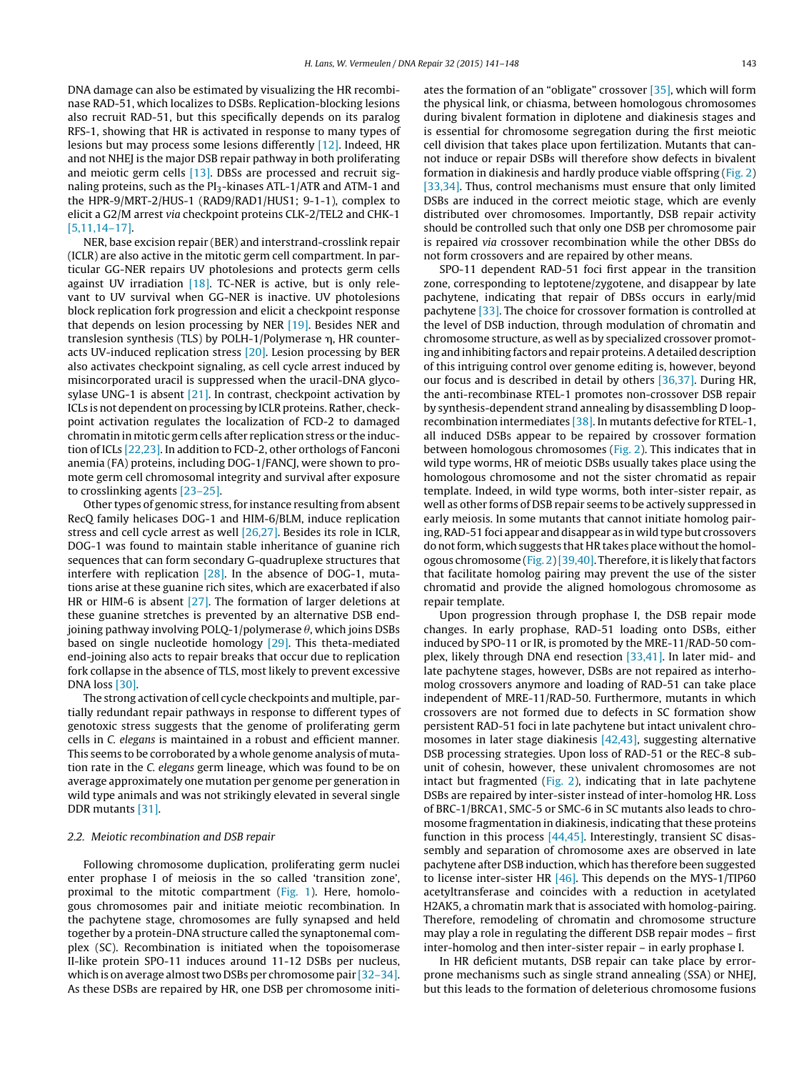DNA damage can also be estimated by visualizing the HR recombinase RAD-51, which localizes to DSBs. Replication-blocking lesions also recruit RAD-51, but this specifically depends on its paralog RFS-1, showing that HR is activated in response to many types of lesions but may process some lesions differently [12]. Indeed, HR and not NHEJ is the major DSB repair pathway in both proliferating and meiotic germ cells [13]. DBSs are processed and recruit signaling proteins, such as the $PI_3$-kinases ATL-1/ATR and ATM-1 and the HPR-9/MRT-2/HUS-1 (RAD9/RAD1/HUS1; 9-1-1), complex to elicit a G2/M arrest *via* checkpoint proteins CLK-2/TEL2 and CHK-1 [5,11,14–17].

NER, base excision repair (BER) and interstrand-crosslink repair (ICLR) are also active in the mitotic germ cell compartment. In particular GG-NER repairs UV photolesions and protects germ cells against UV irradiation [18]. TC-NER is active, but is only relevant to UV survival when GG-NER is inactive. UV photolesions block replication fork progression and elicit a checkpoint response that depends on lesion processing by NER [19]. Besides NER and translesion synthesis (TLS) by POLH-1/Polymerase η, HR counteracts UV-induced replication stress [20]. Lesion processing by BER also activates checkpoint signaling, as cell cycle arrest induced by misincorporated uracil is suppressed when the uracil-DNA glycosylase UNG-1 is absent [21]. In contrast, checkpoint activation by ICLs is not dependent on processing by ICLR proteins. Rather, checkpoint activation regulates the localization of FCD-2 to damaged chromatin in mitotic germ cells after replication stress or the induction of ICLs [22,23]. In addition to FCD-2, other orthologs of Fanconi anemia (FA) proteins, including DOG-1/FANCJ, were shown to promote germ cell chromosomal integrity and survival after exposure to crosslinking agents [23–25].

Other types of genomic stress, for instance resulting from absent RecQ family helicases DOG-1 and HIM-6/BLM, induce replication stress and cell cycle arrest as well [26,27]. Besides its role in ICLR, DOG-1 was found to maintain stable inheritance of guanine rich sequences that can form secondary G-quadruplexe structures that interfere with replication [28]. In the absence of DOG-1, mutations arise at these guanine rich sites, which are exacerbated if also HR or HIM-6 is absent [27]. The formation of larger deletions at these guanine stretches is prevented by an alternative DSB end-joining pathway involving POLQ-1/polymerase θ, which joins DSBs based on single nucleotide homology [29]. This theta-mediated end-joining also acts to repair breaks that occur due to replication fork collapse in the absence of TLS, most likely to prevent excessive DNA loss [30].

The strong activation of cell cycle checkpoints and multiple, partially redundant repair pathways in response to different types of genotoxic stress suggests that the genome of proliferating germ cells in *C. elegans* is maintained in a robust and efficient manner. This seems to be corroborated by a whole genome analysis of mutation rate in the *C. elegans* germ lineage, which was found to be on average approximately one mutation per genome per generation in wild type animals and was not strikingly elevated in several single DDR mutants [31].

### 2.2. Meiotic recombination and DSB repair

Following chromosome duplication, proliferating germ nuclei enter prophase I of meiosis in the so called 'transition zone', proximal to the mitotic compartment (Fig. 1). Here, homologous chromosomes pair and initiate meiotic recombination. In the pachytene stage, chromosomes are fully synapsed and held together by a protein-DNA structure called the synaptonemal complex (SC). Recombination is initiated when the topoisomerase II-like protein SPO-11 induces around 11-12 DSBs per nucleus, which is on average almost two DSBs per chromosome pair [32–34]. As these DSBs are repaired by HR, one DSB per chromosome initiates the formation of an "obligate" crossover [35], which will form the physical link, or chiasma, between homologous chromosomes during bivalent formation in diplotene and diakinesis stages and is essential for chromosome segregation during the first meiotic cell division that takes place upon fertilization. Mutants that cannot induce or repair DSBs will therefore show defects in bivalent formation in diakinesis and hardly produce viable offspring (Fig. 2) [33,34]. Thus, control mechanisms must ensure that only limited DSBs are induced in the correct meiotic stage, which are evenly distributed over chromosomes. Importantly, DSB repair activity should be controlled such that only one DSB per chromosome pair is repaired *via* crossover recombination while the other DBSs do not form crossovers and are repaired by other means.

SPO-11 dependent RAD-51 foci first appear in the transition zone, corresponding to leptotene/zygotene, and disappear by late pachytene, indicating that repair of DBSs occurs in early/mid pachytene [33]. The choice for crossover formation is controlled at the level of DSB induction, through modulation of chromatin and chromosome structure, as well as by specialized crossover promoting and inhibiting factors and repair proteins. A detailed description of this intriguing control over genome editing is, however, beyond our focus and is described in detail by others [36,37]. During HR, the anti-recombinase RTEL-1 promotes non-crossover DSB repair by synthesis-dependent strand annealing by disassembling D loop-recombination intermediates [38]. In mutants defective for RTEL-1, all induced DSBs appear to be repaired by crossover formation between homologous chromosomes (Fig. 2). This indicates that in wild type worms, HR of meiotic DSBs usually takes place using the homologous chromosome and not the sister chromatid as repair template. Indeed, in wild type worms, both inter-sister repair, as well as other forms of DSB repair seems to be actively suppressed in early meiosis. In some mutants that cannot initiate homolog pairing, RAD-51 foci appear and disappear as in wild type but crossovers do not form, which suggests that HR takes place without the homologous chromosome (Fig. 2) [39,40]. Therefore, it is likely that factors that facilitate homolog pairing may prevent the use of the sister chromatid and provide the aligned homologous chromosome as repair template.

Upon progression through prophase I, the DSB repair mode changes. In early prophase, RAD-51 loading onto DSBs, either induced by SPO-11 or IR, is promoted by the MRE-11/RAD-50 complex, likely through DNA end resection [33,41]. In later mid- and late pachytene stages, however, DSBs are not repaired as interhomolog crossovers anymore and loading of RAD-51 can take place independent of MRE-11/RAD-50. Furthermore, mutants in which crossovers are not formed due to defects in SC formation show persistent RAD-51 foci in late pachytene but intact univalent chromosomes in later stage diakinesis [42,43], suggesting alternative DSB processing strategies. Upon loss of RAD-51 or the REC-8 subunit of cohesin, however, these univalent chromosomes are not intact but fragmented (Fig. 2), indicating that in late pachytene DSBs are repaired by inter-sister instead of inter-homolog HR. Loss of BRC-1/BRCA1, SMC-5 or SMC-6 in SC mutants also leads to chromosome fragmentation in diakinesis, indicating that these proteins function in this process [44,45]. Interestingly, transient SC disassembly and separation of chromosome axes are observed in late pachytene after DSB induction, which has therefore been suggested to license inter-sister HR [46]. This depends on the MYS-1/TIP60 acetyltransferase and coincides with a reduction in acetylated H2AK5, a chromatin mark that is associated with homolog-pairing. Therefore, remodeling of chromatin and chromosome structure may play a role in regulating the different DSB repair modes – first inter-homolog and then inter-sister repair – in early prophase I.

In HR deficient mutants, DSB repair can take place by error-prone mechanisms such as single strand annealing (SSA) or NHEJ, but this leads to the formation of deleterious chromosome fusions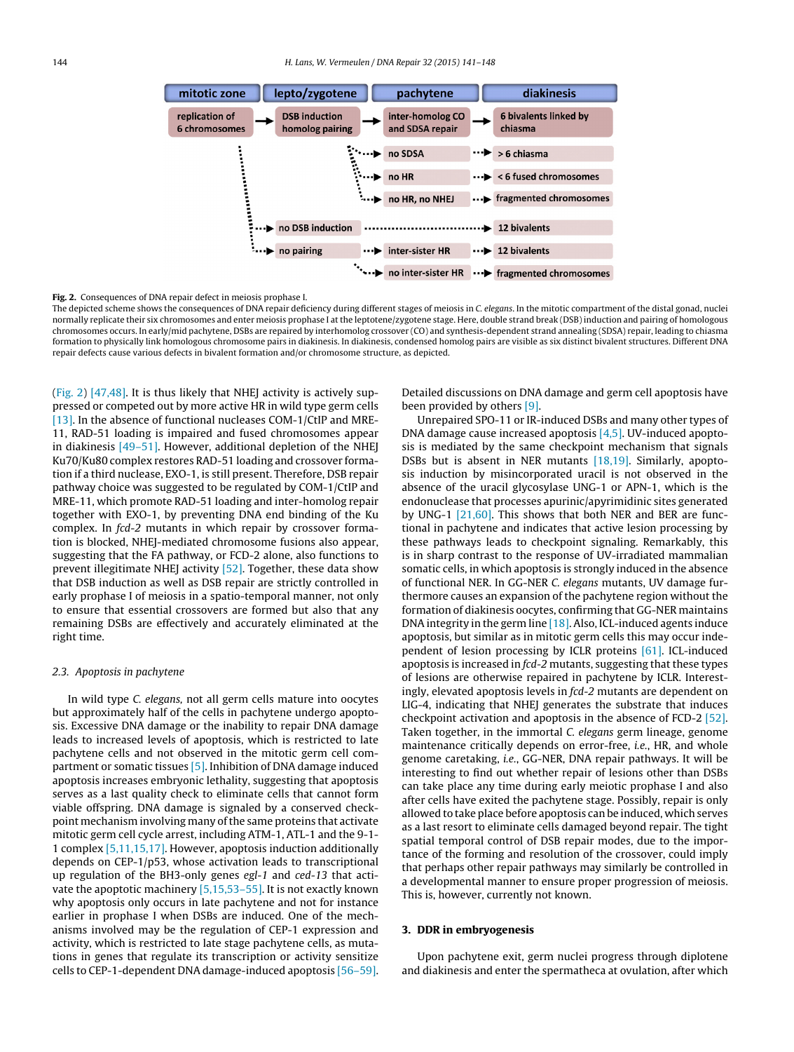Fig. 2. Consequences of DNA repair defect in meiosis prophase I.

The depicted scheme shows the consequences of DNA repair deficiency during different stages of meiosis in *C. elegans*. In the mitotic compartment of the distal gonad, nuclei normally replicate their six chromosomes and enter meiosis prophase I at the leptotene/zygotene stage. Here, double strand break (DSB) induction and pairing of homologous chromosomes occurs. In early/mid pachytene, DSBs are repaired by interhomolog crossover (CO) and synthesis-dependent strand annealing (SDSA) repair, leading to chiasma formation to physically link homologous chromosome pairs in diakinesis. In diakinesis, condensed homolog pairs are visible as six distinct bivalent structures. Different DNA repair defects cause various defects in bivalent formation and/or chromosome structure, as depicted.

(Fig. 2) [47,48]. It is thus likely that NHEJ activity is actively suppressed or competed out by more active HR in wild type germ cells [13]. In the absence of functional nucleases COM-1/CtIP and MRE-11, RAD-51 loading is impaired and fused chromosomes appear in diakinesis [49–51]. However, additional depletion of the NHEJ Ku70/Ku80 complex restores RAD-51 loading and crossover formation if a third nuclease, EXO-1, is still present. Therefore, DSB repair pathway choice was suggested to be regulated by COM-1/CtIP and MRE-11, which promote RAD-51 loading and inter-homolog repair together with EXO-1, by preventing DNA end binding of the Ku complex. In *fcd-2* mutants in which repair by crossover formation is blocked, NHEJ-mediated chromosome fusions also appear, suggesting that the FA pathway, or FCD-2 alone, also functions to prevent illegitimate NHEJ activity [52]. Together, these data show that DSB induction as well as DSB repair are strictly controlled in early prophase I of meiosis in a spatio-temporal manner, not only to ensure that essential crossovers are formed but also that any remaining DSBs are effectively and accurately eliminated at the right time.

### 2.3. Apoptosis in pachytene

In wild type *C. elegans*, not all germ cells mature into oocytes but approximately half of the cells in pachytene undergo apoptosis. Excessive DNA damage or the inability to repair DNA damage leads to increased levels of apoptosis, which is restricted to late pachytene cells and not observed in the mitotic germ cell compartment or somatic tissues [5]. Inhibition of DNA damage induced apoptosis increases embryonic lethality, suggesting that apoptosis serves as a last quality check to eliminate cells that cannot form viable offspring. DNA damage is signaled by a conserved checkpoint mechanism involving many of the same proteins that activate mitotic germ cell cycle arrest, including ATM-1, ATL-1 and the 9-1-1 complex [5,11,15,17]. However, apoptosis induction additionally depends on CEP-1/p53, whose activation leads to transcriptional up regulation of the BH3-only genes *egl-1* and *ced-13* that activate the apoptotic machinery [5,15,53–55]. It is not exactly known why apoptosis only occurs in late pachytene and not for instance earlier in prophase I when DSBs are induced. One of the mechanisms involved may be the regulation of CEP-1 expression and activity, which is restricted to late stage pachytene cells, as mutations in genes that regulate its transcription or activity sensitize cells to CEP-1-dependent DNA damage-induced apoptosis [56–59]. Detailed discussions on DNA damage and germ cell apoptosis have been provided by others [9].

Unrepaired SPO-11 or IR-induced DSBs and many other types of DNA damage cause increased apoptosis [4,5]. UV-induced apoptosis is mediated by the same checkpoint mechanism that signals DSBs but is absent in NER mutants [18,19]. Similarly, apoptosis induction by misincorporated uracil is not observed in the absence of the uracil glycosylase UNG-1 or APN-1, which is the endonuclease that processes apurinic/apyrimidinic sites generated by UNG-1 [21,60]. This shows that both NER and BER are functional in pachytene and indicates that active lesion processing by these pathways leads to checkpoint signaling. Remarkably, this is in sharp contrast to the response of UV-irradiated mammalian somatic cells, in which apoptosis is strongly induced in the absence of functional NER. In GG-NER *C. elegans* mutants, UV damage furthermore causes an expansion of the pachytene region without the formation of diakinesis oocytes, confirming that GG-NER maintains DNA integrity in the germ line [18]. Also, ICL-induced agents induce apoptosis, but similar as in mitotic germ cells this may occur independent of lesion processing by ICLR proteins [61]. ICL-induced apoptosis is increased in *fcd-2* mutants, suggesting that these types of lesions are otherwise repaired in pachytene by ICLR. Interestingly, elevated apoptosis levels in *fcd-2* mutants are dependent on LIG-4, indicating that NHEJ generates the substrate that induces checkpoint activation and apoptosis in the absence of FCD-2 [52]. Taken together, in the immortal *C. elegans* germ lineage, genome maintenance critically depends on error-free, *i.e.*, HR, and whole genome caretaking, *i.e.*, GG-NER, DNA repair pathways. It will be interesting to find out whether repair of lesions other than DSBs can take place any time during early meiotic prophase I and also after cells have exited the pachytene stage. Possibly, repair is only allowed to take place before apoptosis can be induced, which serves as a last resort to eliminate cells damaged beyond repair. The tight spatial temporal control of DSB repair modes, due to the importance of the forming and resolution of the crossover, could imply that perhaps other repair pathways may similarly be controlled in a developmental manner to ensure proper progression of meiosis. This is, however, currently not known.

## 3. DDR in embryogenesis

Upon pachytene exit, germ nuclei progress through diplotene and diakinesis and enter the spermatheca at ovulation, after which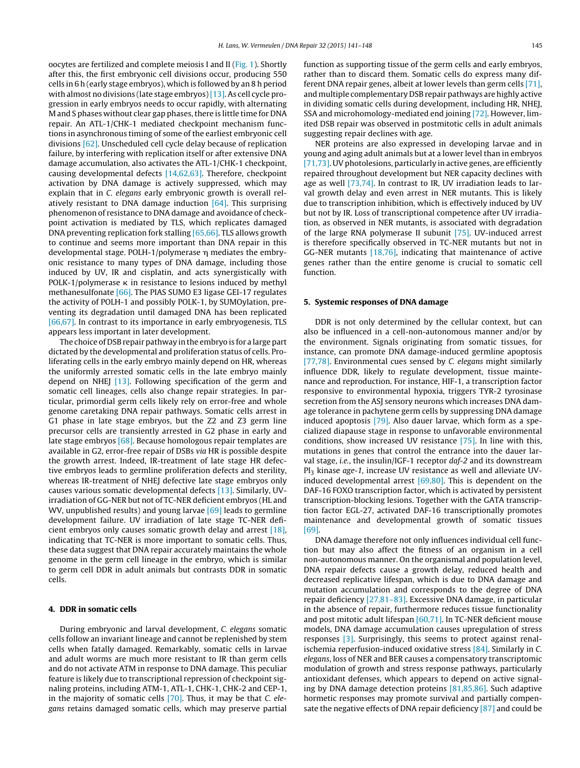oocytes are fertilized and complete meiosis I and II (Fig. 1). Shortly after this, the first embryonic cell divisions occur, producing 550 cells in 6 h (early stage embryos), which is followed by an 8 h period with almost no divisions (late stage embryos) [13]. As cell cycle progression in early embryos needs to occur rapidly, with alternating M and S phases without clear gap phases, there is little time for DNA repair. An ATL-1/CHK-1 mediated checkpoint mechanism functions in asynchronous timing of some of the earliest embryonic cell divisions [62]. Unscheduled cell cycle delay because of replication failure, by interfering with replication itself or after extensive DNA damage accumulation, also activates the ATL-1/CHK-1 checkpoint, causing developmental defects [14,62,63]. Therefore, checkpoint activation by DNA damage is actively suppressed, which may explain that in *C. elegans* early embryonic growth is overall relatively resistant to DNA damage induction [64]. This surprising phenomenon of resistance to DNA damage and avoidance of checkpoint activation is mediated by TLS, which replicates damaged DNA preventing replication fork stalling [65,66]. TLS allows growth to continue and seems more important than DNA repair in this developmental stage. POLH-1/polymerase η mediates the embryonic resistance to many types of DNA damage, including those induced by UV, IR and cisplatin, and acts synergistically with POLK-1/polymerase κ in resistance to lesions induced by methyl methanesulfonate [66]. The PIAS SUMO E3 ligase GEI-17 regulates the activity of POLH-1 and possibly POLK-1, by SUMOylation, preventing its degradation until damaged DNA has been replicated [66,67]. In contrast to its importance in early embryogenesis, TLS appears less important in later development.

The choice of DSB repair pathway in the embryo is for a large part dictated by the developmental and proliferation status of cells. Proliferating cells in the early embryo mainly depend on HR, whereas the uniformly arrested somatic cells in the late embryo mainly depend on NHEJ [13]. Following specification of the germ and somatic cell lineages, cells also change repair strategies. In particular, primordial germ cells likely rely on error-free and whole genome caretaking DNA repair pathways. Somatic cells arrest in G1 phase in late stage embryos, but the Z2 and Z3 germ line precursor cells are transiently arrested in G2 phase in early and late stage embryos [68]. Because homologous repair templates are available in G2, error-free repair of DSBs *via* HR is possible despite the growth arrest. Indeed, IR-treatment of late stage HR defective embryos leads to germline proliferation defects and sterility, whereas IR-treatment of NHEJ defective late stage embryos only causes various somatic developmental defects [13]. Similarly, UV-irradiation of GG-NER but not of TC-NER deficient embryos (HL and WV, unpublished results) and young larvae [69] leads to germline development failure. UV irradiation of late stage TC-NER deficient embryos only causes somatic growth delay and arrest [18], indicating that TC-NER is more important to somatic cells. Thus, these data suggest that DNA repair accurately maintains the whole genome in the germ cell lineage in the embryo, which is similar to germ cell DDR in adult animals but contrasts DDR in somatic cells.

## 4. DDR in somatic cells

During embryonic and larval development, *C. elegans* somatic cells follow an invariant lineage and cannot be replenished by stem cells when fatally damaged. Remarkably, somatic cells in larvae and adult worms are much more resistant to IR than germ cells and do not activate ATM in response to DNA damage. This peculiar feature is likely due to transcriptional repression of checkpoint signaling proteins, including ATM-1, ATL-1, CHK-1, CHK-2 and CEP-1, in the majority of somatic cells [70]. Thus, it may be that *C. elegans* retains damaged somatic cells, which may preserve partial function as supporting tissue of the germ cells and early embryos, rather than to discard them. Somatic cells do express many different DNA repair genes, albeit at lower levels than germ cells [71], and multiple complementary DSB repair pathways are highly active in dividing somatic cells during development, including HR, NHEJ, SSA and microhomology-mediated end joining [72]. However, limited DSB repair was observed in postmitotic cells in adult animals suggesting repair declines with age.

NER proteins are also expressed in developing larvae and in young and aging adult animals but at a lower level than in embryos [71,73]. UV photolesions, particularly in active genes, are efficiently repaired throughout development but NER capacity declines with age as well [73,74]. In contrast to IR, UV irradiation leads to larval growth delay and even arrest in NER mutants. This is likely due to transcription inhibition, which is effectively induced by UV but not by IR. Loss of transcriptional competence after UV irradiation, as observed in NER mutants, is associated with degradation of the large RNA polymerase II subunit [75]. UV-induced arrest is therefore specifically observed in TC-NER mutants but not in GG-NER mutants [18,76], indicating that maintenance of active genes rather than the entire genome is crucial to somatic cell function.

## 5. Systemic responses of DNA damage

DDR is not only determined by the cellular context, but can also be influenced in a cell-non-autonomous manner and/or by the environment. Signals originating from somatic tissues, for instance, can promote DNA damage-induced germline apoptosis [77,78]. Environmental cues sensed by *C. elegans* might similarly influence DDR, likely to regulate development, tissue maintenance and reproduction. For instance, HIF-1, a transcription factor responsive to environmental hypoxia, triggers TYR-2 tyrosinase secretion from the ASJ sensory neurons which increases DNA damage tolerance in pachytene germ cells by suppressing DNA damage induced apoptosis [79]. Also dauer larvae, which form as a specialized diapause stage in response to unfavorable environmental conditions, show increased UV resistance [75]. In line with this, mutations in genes that control the entrance into the dauer larval stage, *i.e.*, the insulin/IGF-1 receptor *daf-2* and its downstream $PI_3$ kinase *age-1*, increase UV resistance as well and alleviate UV-induced developmental arrest [69,80]. This is dependent on the DAF-16 FOXO transcription factor, which is activated by persistent transcription-blocking lesions. Together with the GATA transcription factor EGL-27, activated DAF-16 transcriptionally promotes maintenance and developmental growth of somatic tissues [69].

DNA damage therefore not only influences individual cell function but may also affect the fitness of an organism in a cell non-autonomous manner. On the organismal and population level, DNA repair defects cause a growth delay, reduced health and decreased replicative lifespan, which is due to DNA damage and mutation accumulation and corresponds to the degree of DNA repair deficiency [27,81–83]. Excessive DNA damage, in particular in the absence of repair, furthermore reduces tissue functionality and post mitotic adult lifespan [60,71]. In TC-NER deficient mouse models, DNA damage accumulation causes upregulation of stress responses [3]. Surprisingly, this seems to protect against renal-ischemia reperfusion-induced oxidative stress [84]. Similarly in *C. elegans*, loss of NER and BER causes a compensatory transcriptomic modulation of growth and stress response pathways, particularly antioxidant defenses, which appears to depend on active signaling by DNA damage detection proteins [81,85,86]. Such adaptive hormetic responses may promote survival and partially compensate the negative effects of DNA repair deficiency [87] and could be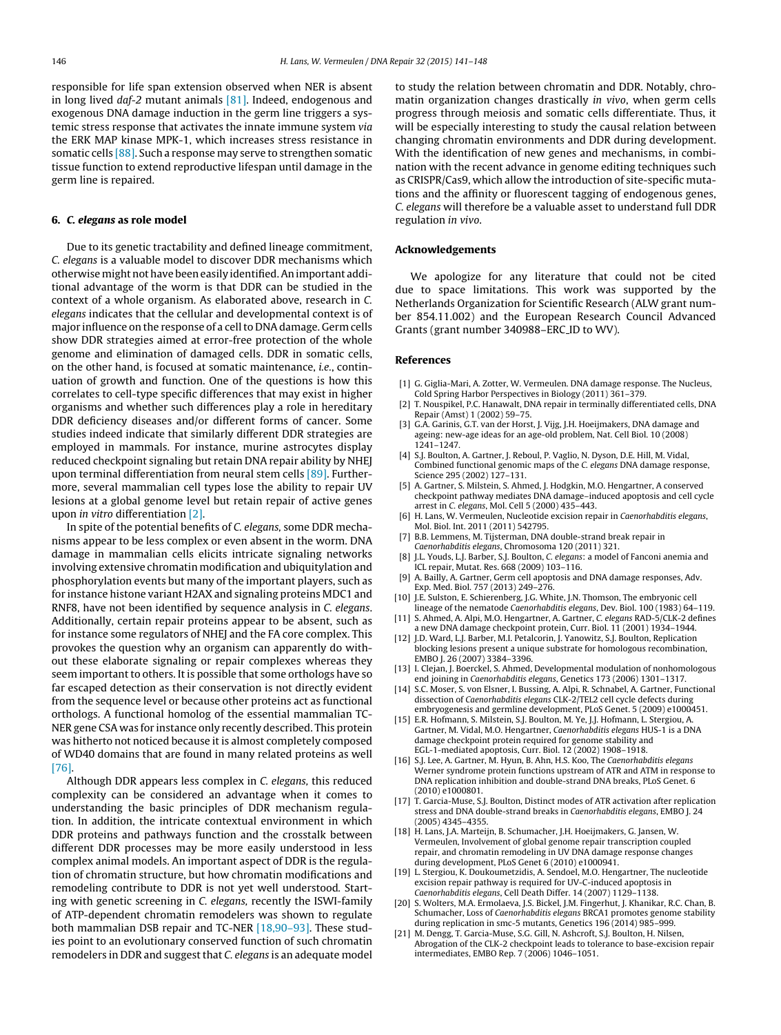responsible for life span extension observed when NER is absent in long lived *daf-2* mutant animals [81]. Indeed, endogenous and exogenous DNA damage induction in the germ line triggers a systemic stress response that activates the innate immune system *via* the ERK MAP kinase MPK-1, which increases stress resistance in somatic cells [88]. Such a response may serve to strengthen somatic tissue function to extend reproductive lifespan until damage in the germ line is repaired.

## 6. *C. elegans* as role model

Due to its genetic tractability and defined lineage commitment, *C. elegans* is a valuable model to discover DDR mechanisms which otherwise might not have been easily identified. An important additional advantage of the worm is that DDR can be studied in the context of a whole organism. As elaborated above, research in *C. elegans* indicates that the cellular and developmental context is of major influence on the response of a cell to DNA damage. Germ cells show DDR strategies aimed at error-free protection of the whole genome and elimination of damaged cells. DDR in somatic cells, on the other hand, is focused at somatic maintenance, *i.e.*, continuation of growth and function. One of the questions is how this correlates to cell-type specific differences that may exist in higher organisms and whether such differences play a role in hereditary DDR deficiency diseases and/or different forms of cancer. Some studies indeed indicate that similarly different DDR strategies are employed in mammals. For instance, murine astrocytes display reduced checkpoint signaling but retain DNA repair ability by NHEJ upon terminal differentiation from neural stem cells [89]. Furthermore, several mammalian cell types lose the ability to repair UV lesions at a global genome level but retain repair of active genes upon *in vitro* differentiation [2].

In spite of the potential benefits of *C. elegans*, some DDR mechanisms appear to be less complex or even absent in the worm. DNA damage in mammalian cells elicits intricate signaling networks involving extensive chromatin modification and ubiquitylation and phosphorylation events but many of the important players, such as for instance histone variant H2AX and signaling proteins MDC1 and RNF8, have not been identified by sequence analysis in *C. elegans*. Additionally, certain repair proteins appear to be absent, such as for instance some regulators of NHEJ and the FA core complex. This provokes the question why an organism can apparently do without these elaborate signaling or repair complexes whereas they seem important to others. It is possible that some orthologs have so far escaped detection as their conservation is not directly evident from the sequence level or because other proteins act as functional orthologs. A functional homolog of the essential mammalian TC-NER gene CSA was for instance only recently described. This protein was hitherto not noticed because it is almost completely composed of WD40 domains that are found in many related proteins as well [76].

Although DDR appears less complex in *C. elegans*, this reduced complexity can be considered an advantage when it comes to understanding the basic principles of DDR mechanism regulation. In addition, the intricate contextual environment in which DDR proteins and pathways function and the crosstalk between different DDR processes may be more easily understood in less complex animal models. An important aspect of DDR is the regulation of chromatin structure, but how chromatin modifications and remodeling contribute to DDR is not yet well understood. Starting with genetic screening in *C. elegans*, recently the ISWI-family of ATP-dependent chromatin remodelers was shown to regulate both mammalian DSB repair and TC-NER [18,90–93]. These studies point to an evolutionary conserved function of such chromatin remodelers in DDR and suggest that *C. elegans* is an adequate model to study the relation between chromatin and DDR. Notably, chromatin organization changes drastically *in vivo*, when germ cells progress through meiosis and somatic cells differentiate. Thus, it will be especially interesting to study the causal relation between changing chromatin environments and DDR during development. With the identification of new genes and mechanisms, in combination with the recent advance in genome editing techniques such as CRISPR/Cas9, which allow the introduction of site-specific mutations and the affinity or fluorescent tagging of endogenous genes, *C. elegans* will therefore be a valuable asset to understand full DDR regulation *in vivo*.

## Acknowledgements

We apologize for any literature that could not be cited due to space limitations. This work was supported by the Netherlands Organization for Scientific Research (ALW grant number 854.11.002) and the European Research Council Advanced Grants (grant number 340988–ERC_ID to WV).

## References

[1] G. Giglia-Mari, A. Zotter, W. Vermeulen. DNA damage response. The Nucleus, Cold Spring Harbor Perspectives in Biology (2011) 361–379.

[2] T. Nouspikel, P.C. Hanawalt, DNA repair in terminally differentiated cells, DNA Repair (Amst) 1 (2002) 59–75.

[3] G.A. Garinis, G.T. van der Horst, J. Vijg, J.H. Hoeijmakers, DNA damage and ageing: new-age ideas for an age-old problem, Nat. Cell Biol. 10 (2008) 1241–1247.

[4] S.J. Boulton, A. Gartner, J. Reboul, P. Vaglio, N. Dyson, D.E. Hill, M. Vidal, Combined functional genomic maps of the *C. elegans* DNA damage response, Science 295 (2002) 127–131.

[5] A. Gartner, S. Milstein, S. Ahmed, J. Hodgkin, M.O. Hengartner, A conserved checkpoint pathway mediates DNA damage–induced apoptosis and cell cycle arrest in *C. elegans*, Mol. Cell 5 (2000) 435–443.

[6] H. Lans, W. Vermeulen, Nucleotide excision repair in *Caenorhabditis elegans*, Mol. Biol. Int. 2011 (2011) 542795.

[7] B.B. Lemmens, M. Tijsterman, DNA double-strand break repair in *Caenorhabditis elegans*, Chromosoma 120 (2011) 321.

[8] J.L. Youds, L.J. Barber, S.J. Boulton, *C. elegans*: a model of Fanconi anemia and ICL repair, Mutat. Res. 668 (2009) 103–116.

[9] A. Bailly, A. Gartner, Germ cell apoptosis and DNA damage responses, Adv. Exp. Med. Biol. 757 (2013) 249–276.

[10] J.E. Sulston, E. Schierenberg, J.G. White, J.N. Thomson, The embryonic cell lineage of the nematode *Caenorhabditis elegans*, Dev. Biol. 100 (1983) 64–119.

[11] S. Ahmed, A. Alpi, M.O. Hengartner, A. Gartner, *C. elegans* RAD-5/CLK-2 defines a new DNA damage checkpoint protein, Curr. Biol. 11 (2001) 1934–1944.

[12] J.D. Ward, L.J. Barber, M.I. Petalcorin, J. Yanowitz, S.J. Boulton, Replication blocking lesions present a unique substrate for homologous recombination, EMBO J. 26 (2007) 3384–3396.

[13] I. Clejan, J. Boerckel, S. Ahmed, Developmental modulation of nonhomologous end joining in *Caenorhabditis elegans*, Genetics 173 (2006) 1301–1317.

[14] S.C. Moser, S. von Elsner, I. Bussing, A. Alpi, R. Schnabel, A. Gartner, Functional dissection of *Caenorhabditis elegans* CLK-2/TEL2 cell cycle defects during embryogenesis and germline development, PLoS Genet. 5 (2009) e1000451.

[15] E.R. Hofmann, S. Milstein, S.J. Boulton, M. Ye, J.J. Hofmann, L. Stergiou, A. Gartner, M. Vidal, M.O. Hengartner, *Caenorhabditis elegans* HUS-1 is a DNA damage checkpoint protein required for genome stability and EGL-1-mediated apoptosis, Curr. Biol. 12 (2002) 1908–1918.

[16] S.J. Lee, A. Gartner, M. Hyun, B. Ahn, H.S. Koo, The *Caenorhabditis elegans* Werner syndrome protein functions upstream of ATR and ATM in response to DNA replication inhibition and double-strand DNA breaks, PLoS Genet. 6 (2010) e1000801.

[17] T. Garcia-Muse, S.J. Boulton, Distinct modes of ATR activation after replication stress and DNA double-strand breaks in *Caenorhabditis elegans*, EMBO J. 24 (2005) 4345–4355.

[18] H. Lans, J.A. Marteijn, B. Schumacher, J.H. Hoeijmakers, G. Jansen, W. Vermeulen, Involvement of global genome repair transcription coupled repair, and chromatin remodeling in UV DNA damage response changes during development, PLoS Genet 6 (2010) e1000941.

[19] L. Stergiou, K. Doukoumetzidis, A. Sendoel, M.O. Hengartner, The nucleotide excision repair pathway is required for UV-C-induced apoptosis in *Caenorhabditis elegans*, Cell Death Differ. 14 (2007) 1129–1138.

[20] S. Wolters, M.A. Ermolaeva, J.S. Bickel, J.M. Fingerhut, J. Khanikar, R.C. Chan, B. Schumacher, Loss of *Caenorhabditis elegans* BRCA1 promotes genome stability during replication in smc-5 mutants, Genetics 196 (2014) 985–999.

[21] M. Dengg, T. Garcia-Muse, S.G. Gill, N. Ashcroft, S.J. Boulton, H. Nilsen, Abrogation of the CLK-2 checkpoint leads to tolerance to base-excision repair intermediates, EMBO Rep. 7 (2006) 1046–1051.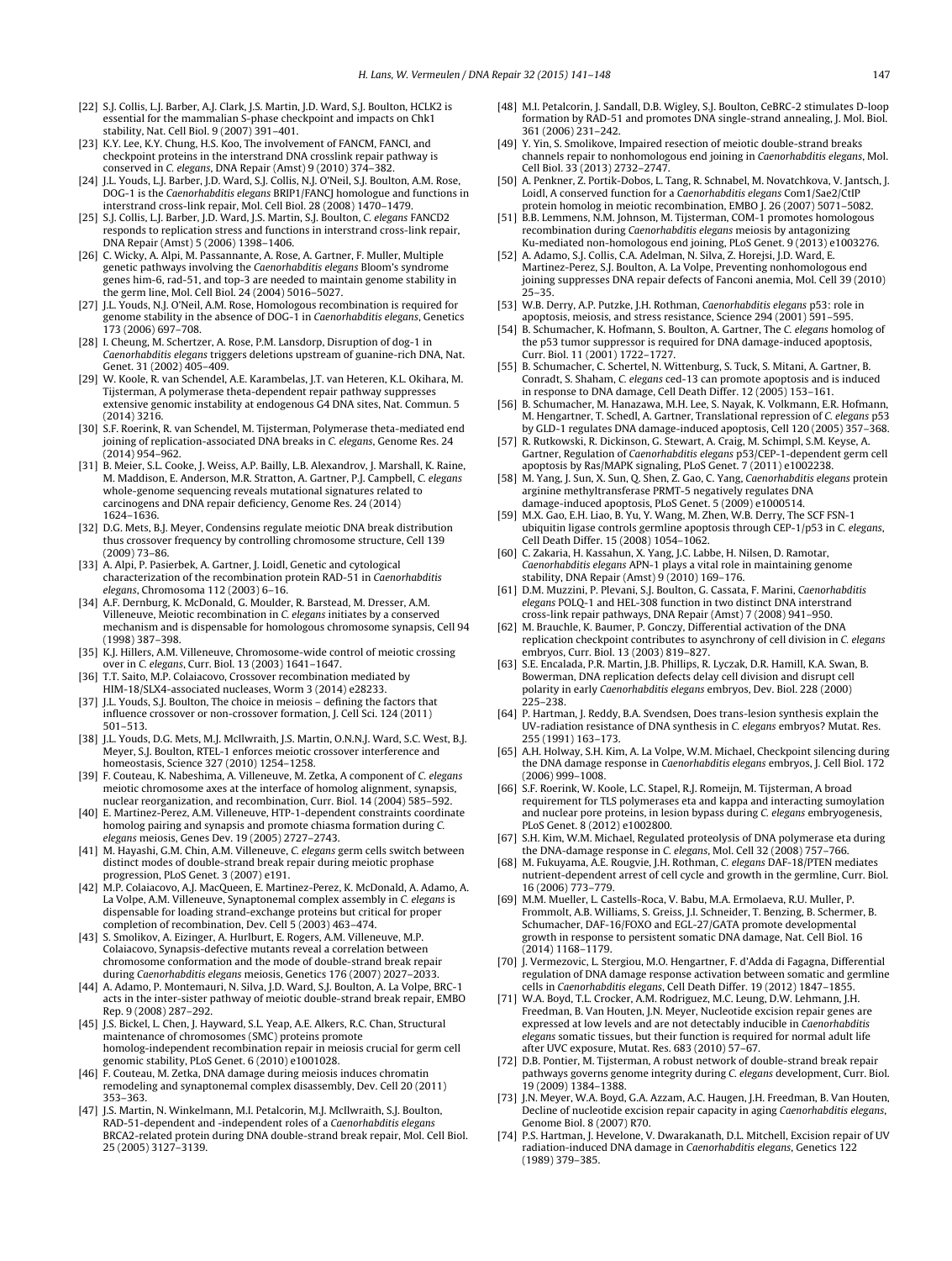[22] S.J. Collis, L.J. Barber, A.J. Clark, J.S. Martin, J.D. Ward, S.J. Boulton, HCLK2 is essential for the mammalian S-phase checkpoint and impacts on Chk1 stability, Nat. Cell Biol. 9 (2007) 391–401.

[23] K.Y. Lee, K.Y. Chung, H.S. Koo, The involvement of FANCM, FANCI, and checkpoint proteins in the interstrand DNA crosslink repair pathway is conserved in *C. elegans*, DNA Repair (Amst) 9 (2010) 374–382.

[24] J.L. Youds, L.J. Barber, J.D. Ward, S.J. Collis, N.J. O'Neil, S.J. Boulton, A.M. Rose, DOG-1 is the *Caenorhabditis elegans* BRIP1/FANCJ homologue and functions in interstrand cross-link repair, Mol. Cell Biol. 28 (2008) 1470–1479.

[25] S.J. Collis, L.J. Barber, J.D. Ward, J.S. Martin, S.J. Boulton, *C. elegans* FANCD2 responds to replication stress and functions in interstrand cross-link repair, DNA Repair (Amst) 5 (2006) 1398–1406.

[26] C. Wicky, A. Alpi, M. Passannante, A. Rose, A. Gartner, F. Muller, Multiple genetic pathways involving the *Caenorhabditis elegans* Bloom's syndrome genes him-6, rad-51, and top-3 are needed to maintain genome stability in the germ line, Mol. Cell Biol. 24 (2004) 5016–5027.

[27] J.L. Youds, N.J. O'Neil, A.M. Rose, Homologous recombination is required for genome stability in the absence of DOG-1 in *Caenorhabditis elegans*, Genetics 173 (2006) 697–708.

[28] I. Cheung, M. Schertzer, A. Rose, P.M. Lansdorp, Disruption of dog-1 in *Caenorhabditis elegans* triggers deletions upstream of guanine-rich DNA, Nat. Genet. 31 (2002) 405–409.

[29] W. Koole, R. van Schendel, A.E. Karambelas, J.T. van Heteren, K.L. Okihara, M. Tijsterman, A polymerase theta-dependent repair pathway suppresses extensive genomic instability at endogenous G4 DNA sites, Nat. Commun. 5 (2014) 3216.

[30] S.F. Roerink, R. van Schendel, M. Tijsterman, Polymerase theta-mediated end joining of replication-associated DNA breaks in *C. elegans*, Genome Res. 24 (2014) 954–962.

[31] B. Meier, S.L. Cooke, J. Weiss, A.P. Bailly, L.B. Alexandrov, J. Marshall, K. Raine, M. Maddison, E. Anderson, M.R. Stratton, A. Gartner, P.J. Campbell, *C. elegans* whole-genome sequencing reveals mutational signatures related to carcinogens and DNA repair deficiency, Genome Res. 24 (2014) 1624–1636.

[32] D.G. Mets, B.J. Meyer, Condensins regulate meiotic DNA break distribution thus crossover frequency by controlling chromosome structure, Cell 139 (2009) 73–86.

[33] A. Alpi, P. Pasierbek, A. Gartner, J. Loidl, Genetic and cytological characterization of the recombination protein RAD-51 in *Caenorhabditis elegans*, Chromosoma 112 (2003) 6–16.

[34] A.F. Dernburg, K. McDonald, G. Moulder, R. Barstead, M. Dresser, A.M. Villeneuve, Meiotic recombination in *C. elegans* initiates by a conserved mechanism and is dispensable for homologous chromosome synapsis, Cell 94 (1998) 387–398.

[35] K.J. Hillers, A.M. Villeneuve, Chromosome-wide control of meiotic crossing over in *C. elegans*, Curr. Biol. 13 (2003) 1641–1647.

[36] T.T. Saito, M.P. Colaiacovo, Crossover recombination mediated by HIM-18/SLX4-associated nucleases, Worm 3 (2014) e28233.

[37] J.L. Youds, S.J. Boulton, The choice in meiosis – defining the factors that influence crossover or non-crossover formation, J. Cell Sci. 124 (2011) 501–513.

[38] J.L. Youds, D.G. Mets, M.J. McIlwraith, J.S. Martin, O.N.N.J. Ward, S.C. West, B.J. Meyer, S.J. Boulton, RTEL-1 enforces meiotic crossover interference and homeostasis, Science 327 (2010) 1254–1258.

[39] F. Couteau, K. Nabeshima, A. Villeneuve, M. Zetka, A component of *C. elegans* meiotic chromosome axes at the interface of homolog alignment, synapsis, nuclear reorganization, and recombination, Curr. Biol. 14 (2004) 585–592.

[40] E. Martinez-Perez, A.M. Villeneuve, HTP-1-dependent constraints coordinate homolog pairing and synapsis and promote chiasma formation during *C. elegans* meiosis, Genes Dev. 19 (2005) 2727–2743.

[41] M. Hayashi, G.M. Chin, A.M. Villeneuve, *C. elegans* germ cells switch between distinct modes of double-strand break repair during meiotic prophase progression, PLoS Genet. 3 (2007) e191.

[42] M.P. Colaiacovo, A.J. MacQueen, E. Martinez-Perez, K. McDonald, A. Adamo, A. La Volpe, A.M. Villeneuve, Synaptonemal complex assembly in *C. elegans* is dispensable for loading strand-exchange proteins but critical for proper completion of recombination, Dev. Cell 5 (2003) 463–474.

[43] S. Smolikov, A. Eizinger, A. Hurlburt, E. Rogers, A.M. Villeneuve, M.P. Colaiacovo, Synapsis-defective mutants reveal a correlation between chromosome conformation and the mode of double-strand break repair during *Caenorhabditis elegans* meiosis, Genetics 176 (2007) 2027–2033.

[44] A. Adamo, P. Montemauri, N. Silva, J.D. Ward, S.J. Boulton, A. La Volpe, BRC-1 acts in the inter-sister pathway of meiotic double-strand break repair, EMBO Rep. 9 (2008) 287–292.

[45] J.S. Bickel, L. Chen, J. Hayward, S.L. Yeap, A.E. Alkers, R.C. Chan, Structural maintenance of chromosomes (SMC) proteins promote homolog-independent recombination repair in meiosis crucial for germ cell genomic stability, PLoS Genet. 6 (2010) e1001028.

[46] F. Couteau, M. Zetka, DNA damage during meiosis induces chromatin remodeling and synaptonemal complex disassembly, Dev. Cell 20 (2011) 353–363.

[47] J.S. Martin, N. Winkelmann, M.I. Petalcorin, M.J. McIlwraith, S.J. Boulton, RAD-51-dependent and -independent roles of a *Caenorhabditis elegans* BRCA2-related protein during DNA double-strand break repair, Mol. Cell Biol. 25 (2005) 3127–3139.

[48] M.I. Petalcorin, J. Sandall, D.B. Wigley, S.J. Boulton, CeBRC-2 stimulates D-loop formation by RAD-51 and promotes DNA single-strand annealing, J. Mol. Biol. 361 (2006) 231–242.

[49] Y. Yin, S. Smolikove, Impaired resection of meiotic double-strand breaks channels repair to nonhomologous end joining in *Caenorhabditis elegans*, Mol. Cell Biol. 33 (2013) 2732–2747.

[50] A. Penkner, Z. Portik-Dobos, L. Tang, R. Schnabel, M. Novatchkova, V. Jantsch, J. Loidl, A conserved function for a *Caenorhabditis elegans* Com1/Sae2/CtIP protein homolog in meiotic recombination, EMBO J. 26 (2007) 5071–5082.

[51] B.B. Lemmens, N.M. Johnson, M. Tijsterman, COM-1 promotes homologous recombination during *Caenorhabditis elegans* meiosis by antagonizing Ku-mediated non-homologous end joining, PLoS Genet. 9 (2013) e1003276.

[52] A. Adamo, S.J. Collis, C.A. Adelman, N. Silva, Z. Horejsi, J.D. Ward, E. Martinez-Perez, S.J. Boulton, A. La Volpe, Preventing nonhomologous end joining suppresses DNA repair defects of Fanconi anemia, Mol. Cell 39 (2010) 25–35.

[53] W.B. Derry, A.P. Putzke, J.H. Rothman, *Caenorhabditis elegans* p53: role in apoptosis, meiosis, and stress resistance, Science 294 (2001) 591–595.

[54] B. Schumacher, K. Hofmann, S. Boulton, A. Gartner, The *C. elegans* homolog of the p53 tumor suppressor is required for DNA damage-induced apoptosis, Curr. Biol. 11 (2001) 1722–1727.

[55] B. Schumacher, C. Schertel, N. Wittenburg, S. Tuck, S. Mitani, A. Gartner, B. Conradt, S. Shaham, *C. elegans* ced-13 can promote apoptosis and is induced in response to DNA damage, Cell Death Differ. 12 (2005) 153–161.

[56] B. Schumacher, M. Hanazawa, M.H. Lee, S. Nayak, K. Volkmann, E.R. Hofmann, M. Hengartner, T. Schedl, A. Gartner, Translational repression of *C. elegans* p53 by GLD-1 regulates DNA damage-induced apoptosis, Cell 120 (2005) 357–368.

[57] R. Rutkowski, R. Dickinson, G. Stewart, A. Craig, M. Schimpl, S.M. Keyse, A. Gartner, Regulation of *Caenorhabditis elegans* p53/CEP-1-dependent germ cell apoptosis by Ras/MAPK signaling, PLoS Genet. 7 (2011) e1002238.

[58] M. Yang, J. Sun, X. Sun, Q. Shen, Z. Gao, C. Yang, *Caenorhabditis elegans* protein arginine methyltransferase PRMT-5 negatively regulates DNA damage-induced apoptosis, PLoS Genet. 5 (2009) e1000514.

[59] M.X. Gao, E.H. Liao, B. Yu, Y. Wang, M. Zhen, W.B. Derry, The SCF FSN-1 ubiquitin ligase controls germline apoptosis through CEP-1/p53 in *C. elegans*, Cell Death Differ. 15 (2008) 1054–1062.

[60] C. Zakaria, H. Kassahun, X. Yang, J.C. Labbe, H. Nilsen, D. Ramotar, *Caenorhabditis elegans* APN-1 plays a vital role in maintaining genome stability, DNA Repair (Amst) 9 (2010) 169–176.

[61] D.M. Muzzini, P. Plevani, S.J. Boulton, G. Cassata, F. Marini, *Caenorhabditis elegans* POLQ-1 and HEL-308 function in two distinct DNA interstrand cross-link repair pathways, DNA Repair (Amst) 7 (2008) 941–950.

[62] M. Brauchle, K. Baumer, P. Gonczy, Differential activation of the DNA replication checkpoint contributes to asynchrony of cell division in *C. elegans* embryos, Curr. Biol. 13 (2003) 819–827.

[63] S.E. Encalada, P.R. Martin, J.B. Phillips, R. Lyczak, D.R. Hamill, K.A. Swan, B. Bowerman, DNA replication defects delay cell division and disrupt cell polarity in early *Caenorhabditis elegans* embryos, Dev. Biol. 228 (2000) 225–238.

[64] P. Hartman, J. Reddy, B.A. Svendsen, Does trans-lesion synthesis explain the UV-radiation resistance of DNA synthesis in *C. elegans* embryos? Mutat. Res. 255 (1991) 163–173.

[65] A.H. Holway, S.H. Kim, A. La Volpe, W.M. Michael, Checkpoint silencing during the DNA damage response in *Caenorhabditis elegans* embryos, J. Cell Biol. 172 (2006) 999–1008.

[66] S.F. Roerink, W. Koole, L.C. Stapel, R.J. Romeijn, M. Tijsterman, A broad requirement for TLS polymerases eta and kappa and interacting sumoylation and nuclear pore proteins, in lesion bypass during *C. elegans* embryogenesis, PLoS Genet. 8 (2012) e1002800.

[67] S.H. Kim, W.M. Michael, Regulated proteolysis of DNA polymerase eta during the DNA-damage response in *C. elegans*, Mol. Cell 32 (2008) 757–766.

[68] M. Fukuyama, A.E. Rougvie, J.H. Rothman, *C. elegans* DAF-18/PTEN mediates nutrient-dependent arrest of cell cycle and growth in the germline, Curr. Biol. 16 (2006) 773–779.

[69] M.M. Mueller, L. Castells-Roca, V. Babu, M.A. Ermolaeva, R.U. Muller, P. Frommolt, A.B. Williams, S. Greiss, J.I. Schneider, T. Benzing, B. Schermer, B. Schumacher, DAF-16/FOXO and EGL-27/GATA promote developmental growth in response to persistent somatic DNA damage, Nat. Cell Biol. 16 (2014) 1168–1179.

[70] J. Vermezovic, L. Stergiou, M.O. Hengartner, F. d'Adda di Fagagna, Differential regulation of DNA damage response activation between somatic and germline cells in *Caenorhabditis elegans*, Cell Death Differ. 19 (2012) 1847–1855.

[71] W.A. Boyd, T.L. Crocker, A.M. Rodriguez, M.C. Leung, D.W. Lehmann, J.H. Freedman, B. Van Houten, J.N. Meyer, Nucleotide excision repair genes are expressed at low levels and are not detectably inducible in *Caenorhabditis elegans* somatic tissues, but their function is required for normal adult life after UVC exposure, Mutat. Res. 683 (2010) 57–67.

[72] D.B. Pontier, M. Tijsterman, A robust network of double-strand break repair pathways governs genome integrity during *C. elegans* development, Curr. Biol. 19 (2009) 1384–1388.

[73] J.N. Meyer, W.A. Boyd, G.A. Azzam, A.C. Haugen, J.H. Freedman, B. Van Houten, Decline of nucleotide excision repair capacity in aging *Caenorhabditis elegans*, Genome Biol. 8 (2007) R70.

[74] P.S. Hartman, J. Hevelone, V. Dwarakanath, D.L. Mitchell, Excision repair of UV radiation-induced DNA damage in *Caenorhabditis elegans*, Genetics 122 (1989) 379–385.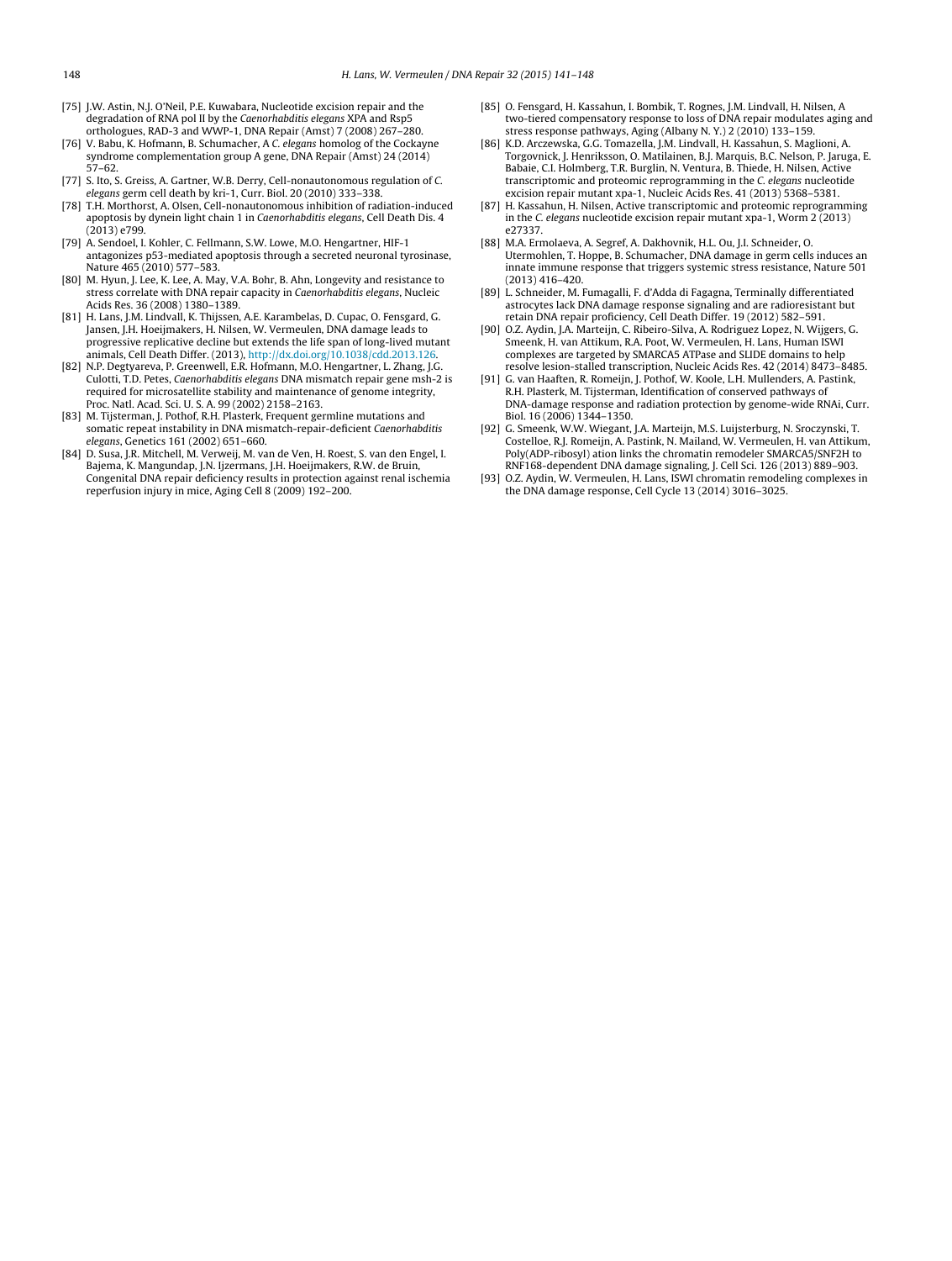[75] J.W. Astin, N.J. O'Neil, P.E. Kuwabara, Nucleotide excision repair and the degradation of RNA pol II by the *Caenorhabditis elegans* XPA and Rsp5 orthologues, RAD-3 and WWP-1, DNA Repair (Amst) 7 (2008) 267–280.

[76] V. Babu, K. Hofmann, B. Schumacher, A *C. elegans* homolog of the Cockayne syndrome complementation group A gene, DNA Repair (Amst) 24 (2014) 57–62.

[77] S. Ito, S. Greiss, A. Gartner, W.B. Derry, Cell-nonautonomous regulation of *C. elegans* germ cell death by kri-1, Curr. Biol. 20 (2010) 333–338.

[78] T.H. Morthorst, A. Olsen, Cell-nonautonomous inhibition of radiation-induced apoptosis by dynein light chain 1 in *Caenorhabditis elegans*, Cell Death Dis. 4 (2013) e799.

[79] A. Sendoel, I. Kohler, C. Fellmann, S.W. Lowe, M.O. Hengartner, HIF-1 antagonizes p53-mediated apoptosis through a secreted neuronal tyrosinase, Nature 465 (2010) 577–583.

[80] M. Hyun, J. Lee, K. Lee, A. May, V.A. Bohr, B. Ahn, Longevity and resistance to stress correlate with DNA repair capacity in *Caenorhabditis elegans*, Nucleic Acids Res. 36 (2008) 1380–1389.

[81] H. Lans, J.M. Lindvall, K. Thijssen, A.E. Karambelas, D. Cupac, O. Fensgard, G. Jansen, J.H. Hoeijmakers, H. Nilsen, W. Vermeulen, DNA damage leads to progressive replicative decline but extends the life span of long-lived mutant animals, Cell Death Differ. (2013), http://dx.doi.org/10.1038/cdd.2013.126.

[82] N.P. Degtyareva, P. Greenwell, E.R. Hofmann, M.O. Hengartner, L. Zhang, J.G. Culotti, T.D. Petes, *Caenorhabditis elegans* DNA mismatch repair gene msh-2 is required for microsatellite stability and maintenance of genome integrity, Proc. Natl. Acad. Sci. U. S. A. 99 (2002) 2158–2163.

[83] M. Tijsterman, J. Pothof, R.H. Plasterk, Frequent germline mutations and somatic repeat instability in DNA mismatch-repair-deficient *Caenorhabditis elegans*, Genetics 161 (2002) 651–660.

[84] D. Susa, J.R. Mitchell, M. Verweij, M. van de Ven, H. Roest, S. van den Engel, I. Bajema, K. Mangundap, J.N. Ijzermans, J.H. Hoeijmakers, R.W. de Bruin, Congenital DNA repair deficiency results in protection against renal ischemia reperfusion injury in mice, Aging Cell 8 (2009) 192–200.

[85] O. Fensgard, H. Kassahun, I. Bombik, T. Rognes, J.M. Lindvall, H. Nilsen, A two-tiered compensatory response to loss of DNA repair modulates aging and stress response pathways, Aging (Albany N. Y.) 2 (2010) 133–159.

[86] K.D. Arczewska, G.G. Tomazella, J.M. Lindvall, H. Kassahun, S. Maglioni, A. Torgovnick, J. Henriksson, O. Matilainen, B.J. Marquis, B.C. Nelson, P. Jaruga, E. Babaie, C.I. Holmberg, T.R. Burglin, N. Ventura, B. Thiede, H. Nilsen, Active transcriptomic and proteomic reprogramming in the *C. elegans* nucleotide excision repair mutant xpa-1, Nucleic Acids Res. 41 (2013) 5368–5381.

[87] H. Kassahun, H. Nilsen, Active transcriptomic and proteomic reprogramming in the *C. elegans* nucleotide excision repair mutant xpa-1, Worm 2 (2013) e27337.

[88] M.A. Ermolaeva, A. Segref, A. Dakhovnik, H.L. Ou, J.I. Schneider, O. Utermohlen, T. Hoppe, B. Schumacher, DNA damage in germ cells induces an innate immune response that triggers systemic stress resistance, Nature 501 (2013) 416–420.

[89] L. Schneider, M. Fumagalli, F. d'Adda di Fagagna, Terminally differentiated astrocytes lack DNA damage response signaling and are radioresistant but retain DNA repair proficiency, Cell Death Differ. 19 (2012) 582–591.

[90] O.Z. Aydin, J.A. Marteijn, C. Ribeiro-Silva, A. Rodriguez Lopez, N. Wijgers, G. Smeenk, H. van Attikum, R.A. Poot, W. Vermeulen, H. Lans, Human ISWI complexes are targeted by SMARCA5 ATPase and SLIDE domains to help resolve lesion-stalled transcription, Nucleic Acids Res. 42 (2014) 8473–8485.

[91] G. van Haaften, R. Romeijn, J. Pothof, W. Koole, L.H. Mullenders, A. Pastink, R.H. Plasterk, M. Tijsterman, Identification of conserved pathways of DNA-damage response and radiation protection by genome-wide RNAi, Curr. Biol. 16 (2006) 1344–1350.

[92] G. Smeenk, W.W. Wiegant, J.A. Marteijn, M.S. Luijsterburg, N. Sroczynski, T. Costelloe, R.J. Romeijn, A. Pastink, N. Mailand, W. Vermeulen, H. van Attikum, Poly(ADP-ribosyl) ation links the chromatin remodeler SMARCA5/SNF2H to RNF168-dependent DNA damage signaling, J. Cell Sci. 126 (2013) 889–903.

[93] O.Z. Aydin, W. Vermeulen, H. Lans, ISWI chromatin remodeling complexes in the DNA damage response, Cell Cycle 13 (2014) 3016–3025.